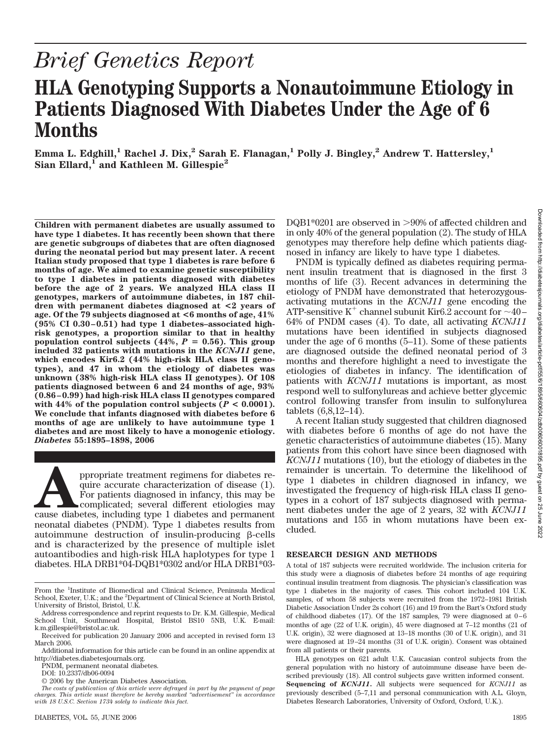# Brief Genetics Report

# HLA Genotyping Supports a Nonautoimmune Etiology in Patients Diagnosed With Diabetes Under the Age of 6 Months

**Emma L. Edghill,[1] Rachel J. Dix,[2] Sarah E. Flanagan,[1] Polly J. Bingley,[2] Andrew T. Hattersley,[1] Sian Ellard,[1] and Kathleen M. Gillespie[2]**

**Children with permanent diabetes are usually assumed to have type 1 diabetes. It has recently been shown that there are genetic subgroups of diabetes that are often diagnosed during the neonatal period but may present later. A recent Italian study proposed that type 1 diabetes is rare before 6 months of age. We aimed to examine genetic susceptibility to type 1 diabetes in patients diagnosed with diabetes before the age of 2 years. We analyzed HLA class II genotypes, markers of autoimmune diabetes, in 187 children with permanent diabetes diagnosed at <2 years of age. Of the 79 subjects diagnosed at <6 months of age, 41% (95% CI 0.30–0.51) had type 1 diabetes–associated high-risk genotypes, a proportion similar to that in healthy population control subjects (44%, $P = 0.56$). This group included 32 patients with mutations in the *KCNJ11* gene, which encodes Kir6.2 (44% high-risk HLA class II genotypes), and 47 in whom the etiology of diabetes was unknown (38% high-risk HLA class II genotypes). Of 108 patients diagnosed between 6 and 24 months of age, 93% (0.86–0.99) had high-risk HLA class II genotypes compared with 44% of the population control subjects ($P < 0.0001$). We conclude that infants diagnosed with diabetes before 6 months of age are unlikely to have autoimmune type 1 diabetes and are most likely to have a monogenic etiology. *Diabetes* 55:1895–1898, 2006**

Appropriate treatment regimens for diabetes require accurate characterization of disease (1). For patients diagnosed in infancy, this may be complicated; several different etiologies may cause diabetes, including type 1 diabetes and permanent neonatal diabetes (PNDM). Type 1 diabetes results from autoimmune destruction of insulin-producing β-cells and is characterized by the presence of multiple islet autoantibodies and high-risk HLA haplotypes for type 1 diabetes. HLA DRB1*04-DQB1*0302 and/or HLA DRB1*03-DQB1*0201 are observed in >90% of affected children and in only 40% of the general population (2). The study of HLA genotypes may therefore help define which patients diagnosed in infancy are likely to have type 1 diabetes.

PNDM is typically defined as diabetes requiring permanent insulin treatment that is diagnosed in the first 3 months of life (3). Recent advances in determining the etiology of PNDM have demonstrated that heterozygous-activating mutations in the *KCNJ11* gene encoding the ATP-sensitive $K^+$ channel subunit Kir6.2 account for ~40–64% of PNDM cases (4). To date, all activating *KCNJ11* mutations have been identified in subjects diagnosed under the age of 6 months (5–11). Some of these patients are diagnosed outside the defined neonatal period of 3 months and therefore highlight a need to investigate the etiologies of diabetes in infancy. The identification of patients with *KCNJ11* mutations is important, as most respond well to sulfonylureas and achieve better glycemic control following transfer from insulin to sulfonylurea tablets (6,8,12–14).

A recent Italian study suggested that children diagnosed with diabetes before 6 months of age do not have the genetic characteristics of autoimmune diabetes (15). Many patients from this cohort have since been diagnosed with *KCNJ11* mutations (10), but the etiology of diabetes in the remainder is uncertain. To determine the likelihood of type 1 diabetes in children diagnosed in infancy, we investigated the frequency of high-risk HLA class II genotypes in a cohort of 187 subjects diagnosed with permanent diabetes under the age of 2 years, 32 with *KCNJ11* mutations and 155 in whom mutations have been excluded.

## RESEARCH DESIGN AND METHODS

A total of 187 subjects were recruited worldwide. The inclusion criteria for this study were a diagnosis of diabetes before 24 months of age requiring continual insulin treatment from diagnosis. The physician's classification was type 1 diabetes in the majority of cases. This cohort included 104 U.K. samples, of whom 58 subjects were recruited from the 1972–1981 British Diabetic Association Under 2s cohort (16) and 19 from the Bart's Oxford study of childhood diabetes (17). Of the 187 samples, 79 were diagnosed at 0–6 months of age (22 of U.K. origin), 45 were diagnosed at 7–12 months (21 of U.K. origin), 32 were diagnosed at 13–18 months (30 of U.K. origin), and 31 were diagnosed at 19–24 months (31 of U.K. origin). Consent was obtained from all patients or their parents.

HLA genotypes on 621 adult U.K. Caucasian control subjects from the general population with no history of autoimmune disease have been described previously (18). All control subjects gave written informed consent.

**Sequencing of *KCNJ11*.** All subjects were sequenced for *KCNJ11* as previously described (5–7,11 and personal communication with A.L. Gloyn, Diabetes Research Laboratories, University of Oxford, Oxford, U.K.).

---

From the [1]Institute of Biomedical and Clinical Science, Peninsula Medical School, Exeter, U.K.; and the [2]Department of Clinical Science at North Bristol, University of Bristol, Bristol, U.K.

Address correspondence and reprint requests to Dr. K.M. Gillespie, Medical School Unit, Southmead Hospital, Bristol BS10 5NB, U.K. E-mail: k.m.gillespie@bristol.ac.uk.

Received for publication 20 January 2006 and accepted in revised form 13 March 2006.

Additional information for this article can be found in an online appendix at http://diabetes.diabetesjournals.org.

PNDM, permanent neonatal diabetes.

DOI: 10.2337/db06-0094

© 2006 by the American Diabetes Association.

*The costs of publication of this article were defrayed in part by the payment of page charges. This article must therefore be hereby marked "advertisement" in accordance with 18 U.S.C. Section 1734 solely to indicate this fact.*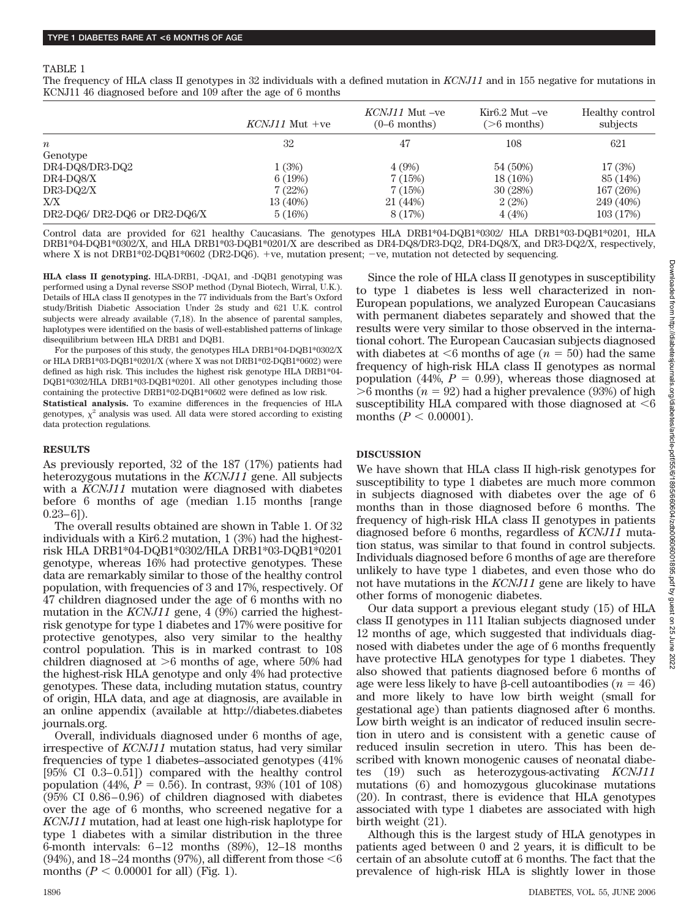TABLE 1

The frequency of HLA class II genotypes in 32 individuals with a defined mutation in *KCNJ11* and in 155 negative for mutations in KCNJ11 46 diagnosed before and 109 after the age of 6 months

| | *KCNJ11* Mut +ve | *KCNJ11* Mut –ve (0–6 months) | Kir6.2 Mut –ve (>6 months) | Healthy control subjects |
|---|---|---|---|---|
| *n* | 32 | 47 | 108 | 621 |
| Genotype | | | | |
| DR4-DQ8/DR3-DQ2 | 1 (3%) | 4 (9%) | 54 (50%) | 17 (3%) |
| DR4-DQ8/X | 6 (19%) | 7 (15%) | 18 (16%) | 85 (14%) |
| DR3-DQ2/X | 7 (22%) | 7 (15%) | 30 (28%) | 167 (26%) |
| X/X | 13 (40%) | 21 (44%) | 2 (2%) | 249 (40%) |
| DR2-DQ6/ DR2-DQ6 or DR2-DQ6/X | 5 (16%) | 8 (17%) | 4 (4%) | 103 (17%) |

Control data are provided for 621 healthy Caucasians. The genotypes HLA DRB1*04-DQB1*0302/ HLA DRB1*03-DQB1*0201, HLA DRB1*04-DQB1*0302/X, and HLA DRB1*03-DQB1*0201/X are described as DR4-DQ8/DR3-DQ2, DR4-DQ8/X, and DR3-DQ2/X, respectively, where X is not DRB1*02-DQB1*0602 (DR2-DQ6). +ve, mutation present; −ve, mutation not detected by sequencing.

**HLA class II genotyping.** HLA-DRB1, -DQA1, and -DQB1 genotyping was performed using a Dynal reverse SSOP method (Dynal Biotech, Wirral, U.K.). Details of HLA class II genotypes in the 77 individuals from the Bart's Oxford study/British Diabetic Association Under 2s study and 621 U.K. control subjects were already available (7,18). In the absence of parental samples, haplotypes were identified on the basis of well-established patterns of linkage disequilibrium between HLA DRB1 and DQB1.

For the purposes of this study, the genotypes HLA DRB1*04-DQB1*0302/X or HLA DRB1*03-DQB1*0201/X (where X was not DRB1*02-DQB1*0602) were defined as high risk. This includes the highest risk genotype HLA DRB1*04-DQB1*0302/HLA DRB1*03-DQB1*0201. All other genotypes including those containing the protective DRB1*02-DQB1*0602 were defined as low risk.

**Statistical analysis.** To examine differences in the frequencies of HLA genotypes, $\chi^2$ analysis was used. All data were stored according to existing data protection regulations.

## RESULTS

As previously reported, 32 of the 187 (17%) patients had heterozygous mutations in the *KCNJ11* gene. All subjects with a *KCNJ11* mutation were diagnosed with diabetes before 6 months of age (median 1.15 months [range 0.23–6]).

The overall results obtained are shown in Table 1. Of 32 individuals with a Kir6.2 mutation, 1 (3%) had the highest-risk HLA DRB1*04-DQB1*0302/HLA DRB1*03-DQB1*0201 genotype, whereas 16% had protective genotypes. These data are remarkably similar to those of the healthy control population, with frequencies of 3 and 17%, respectively. Of 47 children diagnosed under the age of 6 months with no mutation in the *KCNJ11* gene, 4 (9%) carried the highest-risk genotype for type 1 diabetes and 17% were positive for protective genotypes, also very similar to the healthy control population. This is in marked contrast to 108 children diagnosed at >6 months of age, where 50% had the highest-risk HLA genotype and only 4% had protective genotypes. These data, including mutation status, country of origin, HLA data, and age at diagnosis, are available in an online appendix (available at http://diabetes.diabetesjournals.org.

Overall, individuals diagnosed under 6 months of age, irrespective of *KCNJ11* mutation status, had very similar frequencies of type 1 diabetes–associated genotypes (41% [95% CI 0.3–0.51]) compared with the healthy control population (44%, $P = 0.56$). In contrast, 93% (101 of 108) (95% CI 0.86–0.96) of children diagnosed with diabetes over the age of 6 months, who screened negative for a *KCNJ11* mutation, had at least one high-risk haplotype for type 1 diabetes with a similar distribution in the three 6-month intervals: 6–12 months (89%), 12–18 months (94%), and 18–24 months (97%), all different from those <6 months ($P < 0.00001$ for all) (Fig. 1).

Since the role of HLA class II genotypes in susceptibility to type 1 diabetes is less well characterized in non-European populations, we analyzed European Caucasians with permanent diabetes separately and showed that the results were very similar to those observed in the international cohort. The European Caucasian subjects diagnosed with diabetes at <6 months of age ($n = 50$) had the same frequency of high-risk HLA class II genotypes as normal population (44%, $P = 0.99$), whereas those diagnosed at >6 months ($n = 92$) had a higher prevalence (93%) of high susceptibility HLA compared with those diagnosed at <6 months ($P < 0.00001$).

## DISCUSSION

We have shown that HLA class II high-risk genotypes for susceptibility to type 1 diabetes are much more common in subjects diagnosed with diabetes over the age of 6 months than in those diagnosed before 6 months. The frequency of high-risk HLA class II genotypes in patients diagnosed before 6 months, regardless of *KCNJ11* mutation status, was similar to that found in control subjects. Individuals diagnosed before 6 months of age are therefore unlikely to have type 1 diabetes, and even those who do not have mutations in the *KCNJ11* gene are likely to have other forms of monogenic diabetes.

Our data support a previous elegant study (15) of HLA class II genotypes in 111 Italian subjects diagnosed under 12 months of age, which suggested that individuals diagnosed with diabetes under the age of 6 months frequently have protective HLA genotypes for type 1 diabetes. They also showed that patients diagnosed before 6 months of age were less likely to have β-cell autoantibodies ($n = 46$) and more likely to have low birth weight (small for gestational age) than patients diagnosed after 6 months. Low birth weight is an indicator of reduced insulin secretion in utero and is consistent with a genetic cause of reduced insulin secretion in utero. This has been described with known monogenic causes of neonatal diabetes (19) such as heterozygous-activating *KCNJ11* mutations (6) and homozygous glucokinase mutations (20). In contrast, there is evidence that HLA genotypes associated with type 1 diabetes are associated with high birth weight (21).

Although this is the largest study of HLA genotypes in patients aged between 0 and 2 years, it is difficult to be certain of an absolute cutoff at 6 months. The fact that the prevalence of high-risk HLA is slightly lower in those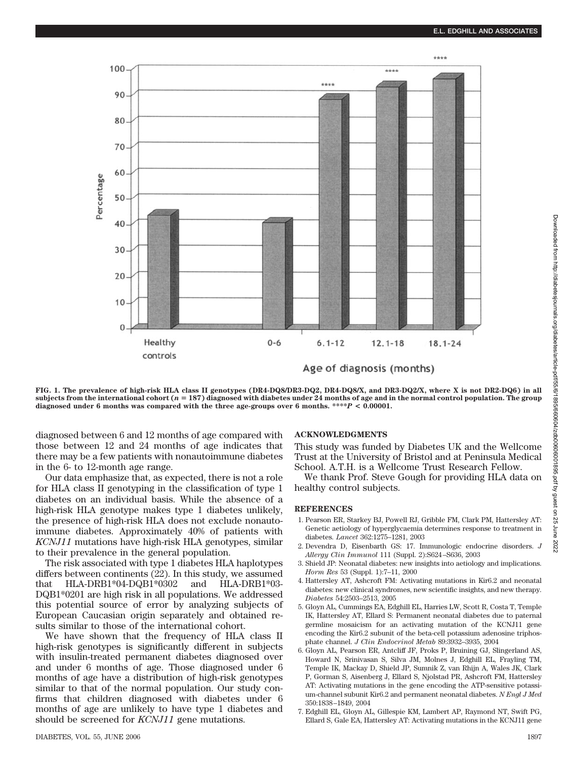FIG. 1. The prevalence of high-risk HLA class II genotypes (DR4-DQ8/DR3-DQ2, DR4-DQ8/X, and DR3-DQ2/X, where X is not DR2-DQ6) in all subjects from the international cohort ($n$ = 187) diagnosed with diabetes under 24 months of age and in the normal control population. The group diagnosed under 6 months was compared with the three age-groups over 6 months. ****$P$ < 0.00001.

diagnosed between 6 and 12 months of age compared with those between 12 and 24 months of age indicates that there may be a few patients with nonautoimmune diabetes in the 6- to 12-month age range.

Our data emphasize that, as expected, there is not a role for HLA class II genotyping in the classification of type 1 diabetes on an individual basis. While the absence of a high-risk HLA genotype makes type 1 diabetes unlikely, the presence of high-risk HLA does not exclude nonautoimmune diabetes. Approximately 40% of patients with *KCNJ11* mutations have high-risk HLA genotypes, similar to their prevalence in the general population.

The risk associated with type 1 diabetes HLA haplotypes differs between continents (22). In this study, we assumed that HLA-DRB1*04-DQB1*0302 and HLA-DRB1*03-DQB1*0201 are high risk in all populations. We addressed this potential source of error by analyzing subjects of European Caucasian origin separately and obtained results similar to those of the international cohort.

We have shown that the frequency of HLA class II high-risk genotypes is significantly different in subjects with insulin-treated permanent diabetes diagnosed over and under 6 months of age. Those diagnosed under 6 months of age have a distribution of high-risk genotypes similar to that of the normal population. Our study confirms that children diagnosed with diabetes under 6 months of age are unlikely to have type 1 diabetes and should be screened for *KCNJ11* gene mutations.

## ACKNOWLEDGMENTS

This study was funded by Diabetes UK and the Wellcome Trust at the University of Bristol and at Peninsula Medical School. A.T.H. is a Wellcome Trust Research Fellow.

We thank Prof. Steve Gough for providing HLA data on healthy control subjects.

## REFERENCES

1. Pearson ER, Starkey BJ, Powell RJ, Gribble FM, Clark PM, Hattersley AT: Genetic aetiology of hyperglycaemia determines response to treatment in diabetes. *Lancet* 362:1275–1281, 2003
2. Devendra D, Eisenbarth GS: 17. Immunologic endocrine disorders. *J Allergy Clin Immunol* 111 (Suppl. 2):S624–S636, 2003
3. Shield JP: Neonatal diabetes: new insights into aetiology and implications. *Horm Res* 53 (Suppl. 1):7–11, 2000
4. Hattersley AT, Ashcroft FM: Activating mutations in Kir6.2 and neonatal diabetes: new clinical syndromes, new scientific insights, and new therapy. *Diabetes* 54:2503–2513, 2005
5. Gloyn AL, Cummings EA, Edghill EL, Harries LW, Scott R, Costa T, Temple IK, Hattersley AT, Ellard S: Permanent neonatal diabetes due to paternal germline mosaicism for an activating mutation of the KCNJ11 gene encoding the Kir6.2 subunit of the beta-cell potassium adenosine triphosphate channel. *J Clin Endocrinol Metab* 89:3932–3935, 2004
6. Gloyn AL, Pearson ER, Antcliff JF, Proks P, Bruining GJ, Slingerland AS, Howard N, Srinivasan S, Silva JM, Molnes J, Edghill EL, Frayling TM, Temple IK, Mackay D, Shield JP, Sumnik Z, van Rhijn A, Wales JK, Clark P, Gorman S, Aisenberg J, Ellard S, Njolstad PR, Ashcroft FM, Hattersley AT: Activating mutations in the gene encoding the ATP-sensitive potassium-channel subunit Kir6.2 and permanent neonatal diabetes. *N Engl J Med* 350:1838–1849, 2004
7. Edghill EL, Gloyn AL, Gillespie KM, Lambert AP, Raymond NT, Swift PG, Ellard S, Gale EA, Hattersley AT: Activating mutations in the KCNJ11 gene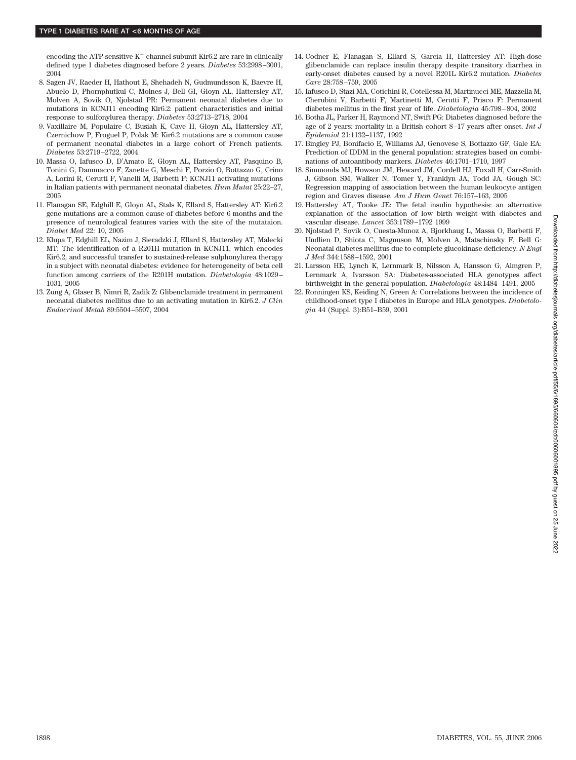encoding the ATP-sensitive $K^+$ channel subunit Kir6.2 are rare in clinically defined type 1 diabetes diagnosed before 2 years. *Diabetes* 53:2998–3001, 2004

8. Sagen JV, Raeder H, Hathout E, Shehadeh N, Gudmundsson K, Baevre H, Abuelo D, Phornphutkul C, Molnes J, Bell GI, Gloyn AL, Hattersley AT, Molven A, Sovik O, Njolstad PR: Permanent neonatal diabetes due to mutations in KCNJ11 encoding Kir6.2: patient characteristics and initial response to sulfonylurea therapy. *Diabetes* 53:2713–2718, 2004
9. Vaxillaire M, Populaire C, Busiah K, Cave H, Gloyn AL, Hattersley AT, Czernichow P, Froguel P, Polak M: Kir6.2 mutations are a common cause of permanent neonatal diabetes in a large cohort of French patients. *Diabetes* 53:2719–2722, 2004
10. Massa O, Iafusco D, D'Amato E, Gloyn AL, Hattersley AT, Pasquino B, Tonini G, Dammacco F, Zanette G, Meschi F, Porzio O, Bottazzo G, Crino A, Lorini R, Cerutti F, Vanelli M, Barbetti F: KCNJ11 activating mutations in Italian patients with permanent neonatal diabetes. *Hum Mutat* 25:22–27, 2005
11. Flanagan SE, Edghill E, Gloyn AL, Stals K, Ellard S, Hattersley AT: Kir6.2 gene mutations are a common cause of diabetes before 6 months and the presence of neurological features varies with the site of the mutataion. *Diabet Med* 22: 10, 2005
12. Klupa T, Edghill EL, Nazim J, Sieradzki J, Ellard S, Hattersley AT, Malecki MT: The identification of a R201H mutation in KCNJ11, which encodes Kir6.2, and successful transfer to sustained-release sulphonylurea therapy in a subject with neonatal diabetes: evidence for heterogeneity of beta cell function among carriers of the R201H mutation. *Diabetologia* 48:1029–1031, 2005
13. Zung A, Glaser B, Nimri R, Zadik Z: Glibenclamide treatment in permanent neonatal diabetes mellitus due to an activating mutation in Kir6.2. *J Clin Endocrinol Metab* 89:5504–5507, 2004
14. Codner E, Flanagan S, Ellard S, Garcia H, Hattersley AT: High-dose glibenclamide can replace insulin therapy despite transitory diarrhea in early-onset diabetes caused by a novel R201L Kir6.2 mutation. *Diabetes Care* 28:758–759, 2005
15. Iafusco D, Stazi MA, Cotichini R, Cotellessa M, Martinucci ME, Mazzella M, Cherubini V, Barbetti F, Martinetti M, Cerutti F, Prisco F: Permanent diabetes mellitus in the first year of life. *Diabetologia* 45:798–804, 2002
16. Botha JL, Parker H, Raymond NT, Swift PG: Diabetes diagnosed before the age of 2 years: mortality in a British cohort 8–17 years after onset. *Int J Epidemiol* 21:1132–1137, 1992
17. Bingley PJ, Bonifacio E, Williams AJ, Genovese S, Bottazzo GF, Gale EA: Prediction of IDDM in the general population: strategies based on combinations of autoantibody markers. *Diabetes* 46:1701–1710, 1997
18. Simmonds MJ, Howson JM, Heward JM, Cordell HJ, Foxall H, Carr-Smith J, Gibson SM, Walker N, Tomer Y, Franklyn JA, Todd JA, Gough SC: Regression mapping of association between the human leukocyte antigen region and Graves disease. *Am J Hum Genet* 76:157–163, 2005
19. Hattersley AT, Tooke JE: The fetal insulin hypothesis: an alternative explanation of the association of low birth weight with diabetes and vascular disease. *Lancet* 353:1789–1792 1999
20. Njolstad P, Sovik O, Cuesta-Munoz A, Bjorkhaug L, Massa O, Barbetti F, Undlien D, Shiota C, Magnuson M, Molven A, Matschinsky F, Bell G: Neonatal diabetes mellitus due to complete glucokinase deficiency. *N Engl J Med* 344:1588–1592, 2001
21. Larsson HE, Lynch K, Lernmark B, Nilsson A, Hansson G, Almgren P, Lernmark A, Ivarsson SA: Diabetes-associated HLA genotypes affect birthweight in the general population. *Diabetologia* 48:1484–1491, 2005
22. Ronningen KS, Keiding N, Green A: Correlations between the incidence of childhood-onset type I diabetes in Europe and HLA genotypes. *Diabetologia* 44 (Suppl. 3):B51–B59, 2001